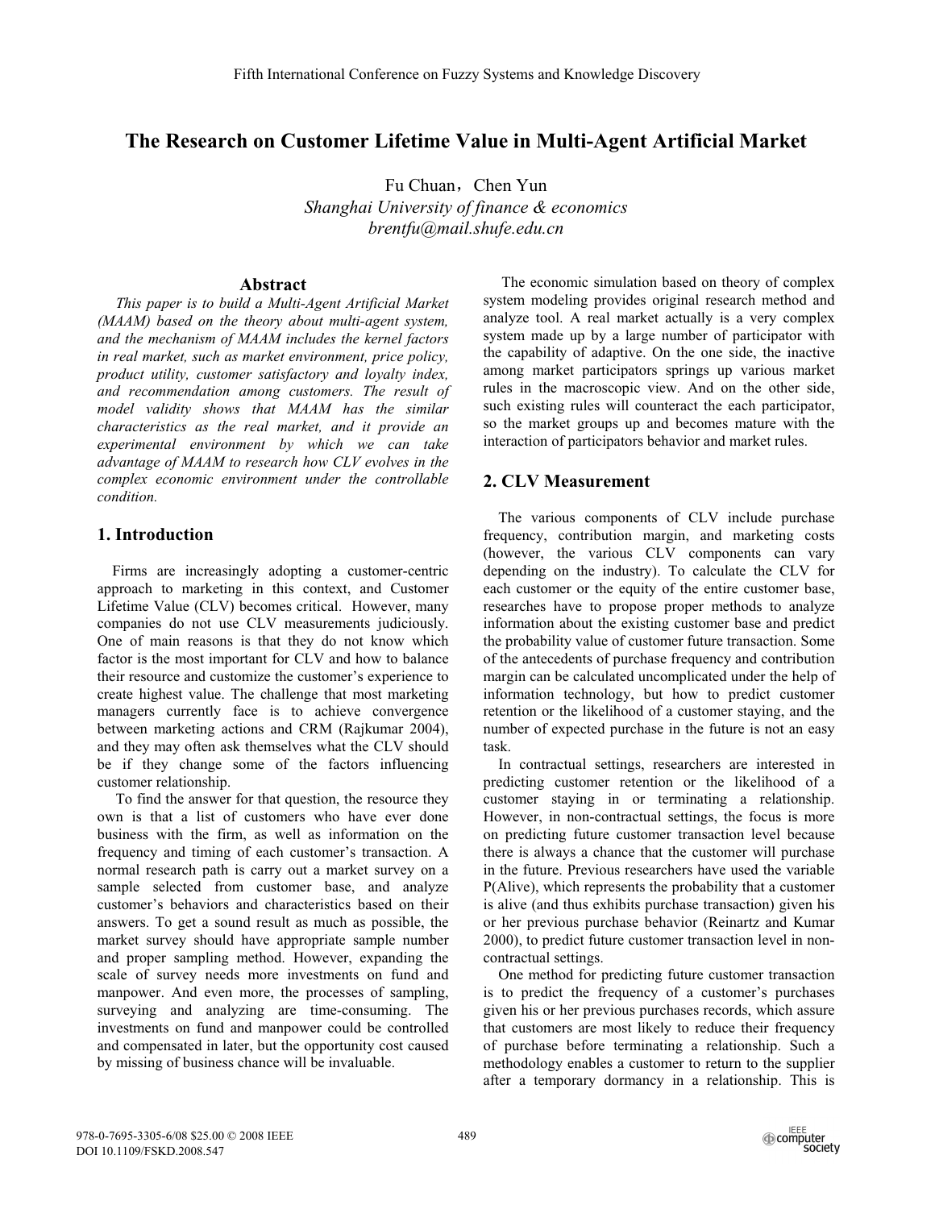# The Research on Customer Lifetime Value in Multi-Agent Artificial Market

Fu Chuan，Chen Yun
*Shanghai University of finance & economics*
*brentfu@mail.shufe.edu.cn*

## Abstract

*This paper is to build a Multi-Agent Artificial Market (MAAM) based on the theory about multi-agent system, and the mechanism of MAAM includes the kernel factors in real market, such as market environment, price policy, product utility, customer satisfactory and loyalty index, and recommendation among customers. The result of model validity shows that MAAM has the similar characteristics as the real market, and it provide an experimental environment by which we can take advantage of MAAM to research how CLV evolves in the complex economic environment under the controllable condition.*

## 1. Introduction

Firms are increasingly adopting a customer-centric approach to marketing in this context, and Customer Lifetime Value (CLV) becomes critical. However, many companies do not use CLV measurements judiciously. One of main reasons is that they do not know which factor is the most important for CLV and how to balance their resource and customize the customer's experience to create highest value. The challenge that most marketing managers currently face is to achieve convergence between marketing actions and CRM (Rajkumar 2004), and they may often ask themselves what the CLV should be if they change some of the factors influencing customer relationship.

To find the answer for that question, the resource they own is that a list of customers who have ever done business with the firm, as well as information on the frequency and timing of each customer's transaction. A normal research path is carry out a market survey on a sample selected from customer base, and analyze customer's behaviors and characteristics based on their answers. To get a sound result as much as possible, the market survey should have appropriate sample number and proper sampling method. However, expanding the scale of survey needs more investments on fund and manpower. And even more, the processes of sampling, surveying and analyzing are time-consuming. The investments on fund and manpower could be controlled and compensated in later, but the opportunity cost caused by missing of business chance will be invaluable.

The economic simulation based on theory of complex system modeling provides original research method and analyze tool. A real market actually is a very complex system made up by a large number of participator with the capability of adaptive. On the one side, the inactive among market participators springs up various market rules in the macroscopic view. And on the other side, such existing rules will counteract the each participator, so the market groups up and becomes mature with the interaction of participators behavior and market rules.

## 2. CLV Measurement

The various components of CLV include purchase frequency, contribution margin, and marketing costs (however, the various CLV components can vary depending on the industry). To calculate the CLV for each customer or the equity of the entire customer base, researches have to propose proper methods to analyze information about the existing customer base and predict the probability value of customer future transaction. Some of the antecedents of purchase frequency and contribution margin can be calculated uncomplicated under the help of information technology, but how to predict customer retention or the likelihood of a customer staying, and the number of expected purchase in the future is not an easy task.

In contractual settings, researchers are interested in predicting customer retention or the likelihood of a customer staying in or terminating a relationship. However, in non-contractual settings, the focus is more on predicting future customer transaction level because there is always a chance that the customer will purchase in the future. Previous researchers have used the variable P(Alive), which represents the probability that a customer is alive (and thus exhibits purchase transaction) given his or her previous purchase behavior (Reinartz and Kumar 2000), to predict future customer transaction level in non-contractual settings.

One method for predicting future customer transaction is to predict the frequency of a customer's purchases given his or her previous purchases records, which assure that customers are most likely to reduce their frequency of purchase before terminating a relationship. Such a methodology enables a customer to return to the supplier after a temporary dormancy in a relationship. This is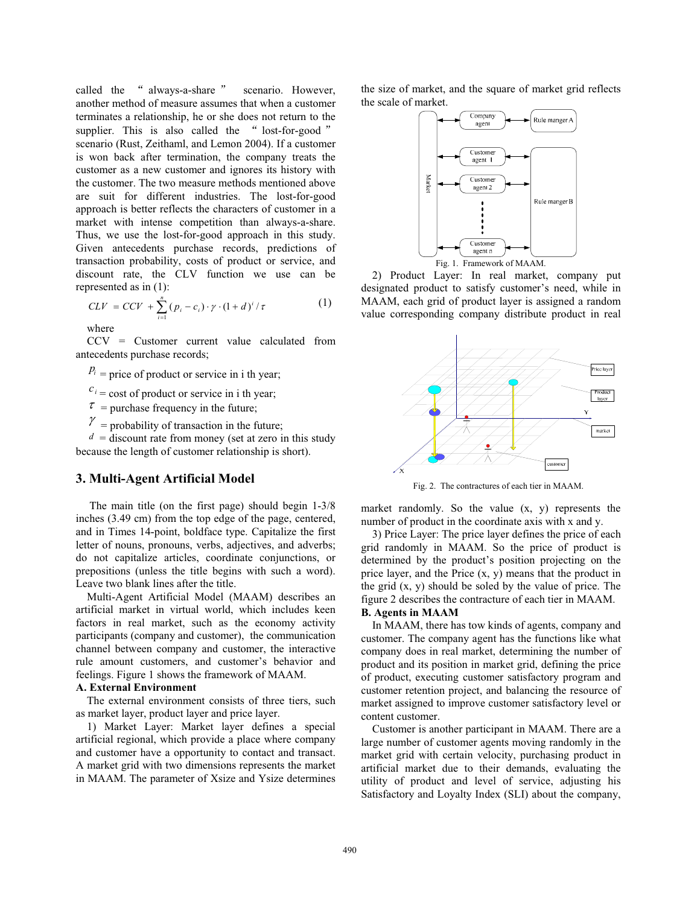called the "always-a-share" scenario. However, another method of measure assumes that when a customer terminates a relationship, he or she does not return to the supplier. This is also called the "lost-for-good" scenario (Rust, Zeithaml, and Lemon 2004). If a customer is won back after termination, the company treats the customer as a new customer and ignores its history with the customer. The two measure methods mentioned above are suit for different industries. The lost-for-good approach is better reflects the characters of customer in a market with intense competition than always-a-share. Thus, we use the lost-for-good approach in this study. Given antecedents purchase records, predictions of transaction probability, costs of product or service, and discount rate, the CLV function we use can be represented as in (1):

$$CLV = CCV + \sum_{i=1}^{n} (p_i - c_i) \cdot \gamma \cdot (1+d)^i / \tau \qquad (1)$$

where

CCV = Customer current value calculated from antecedents purchase records;

$p_i$ = price of product or service in i th year;

$c_i$ = cost of product or service in i th year;

$\tau$ = purchase frequency in the future;

$\gamma$ = probability of transaction in the future;

$d$ = discount rate from money (set at zero in this study because the length of customer relationship is short).

## 3. Multi-Agent Artificial Model

The main title (on the first page) should begin 1-3/8 inches (3.49 cm) from the top edge of the page, centered, and in Times 14-point, boldface type. Capitalize the first letter of nouns, pronouns, verbs, adjectives, and adverbs; do not capitalize articles, coordinate conjunctions, or prepositions (unless the title begins with such a word). Leave two blank lines after the title.

Multi-Agent Artificial Model (MAAM) describes an artificial market in virtual world, which includes keen factors in real market, such as the economy activity participants (company and customer), the communication channel between company and customer, the interactive rule amount customers, and customer's behavior and feelings. Figure 1 shows the framework of MAAM.

**A. External Environment**

The external environment consists of three tiers, such as market layer, product layer and price layer.

1) Market Layer: Market layer defines a special artificial regional, which provide a place where company and customer have a opportunity to contact and transact. A market grid with two dimensions represents the market in MAAM. The parameter of Xsize and Ysize determines the size of market, and the square of market grid reflects the scale of market.

Fig. 1. Framework of MAAM.

2) Product Layer: In real market, company put designated product to satisfy customer's need, while in MAAM, each grid of product layer is assigned a random value corresponding company distribute product in real market randomly. So the value (x, y) represents the number of product in the coordinate axis with x and y.

Fig. 2. The contractures of each tier in MAAM.

3) Price Layer: The price layer defines the price of each grid randomly in MAAM. So the price of product is determined by the product's position projecting on the price layer, and the Price (x, y) means that the product in the grid (x, y) should be soled by the value of price. The figure 2 describes the contracture of each tier in MAAM.

**B. Agents in MAAM**

In MAAM, there has tow kinds of agents, company and customer. The company agent has the functions like what company does in real market, determining the number of product and its position in market grid, defining the price of product, executing customer satisfactory program and customer retention project, and balancing the resource of market assigned to improve customer satisfactory level or content customer.

Customer is another participant in MAAM. There are a large number of customer agents moving randomly in the market grid with certain velocity, purchasing product in artificial market due to their demands, evaluating the utility of product and level of service, adjusting his Satisfactory and Loyalty Index (SLI) about the company,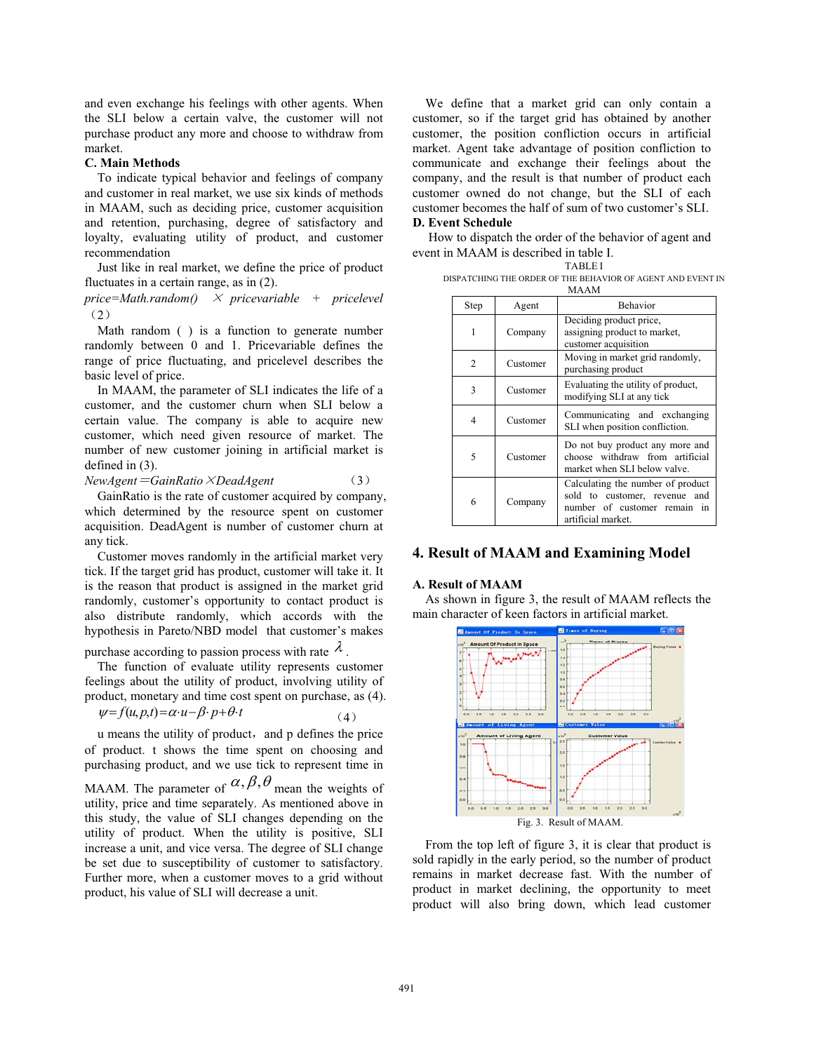and even exchange his feelings with other agents. When the SLI below a certain valve, the customer will not purchase product any more and choose to withdraw from market.

### C. Main Methods

To indicate typical behavior and feelings of company and customer in real market, we use six kinds of methods in MAAM, such as deciding price, customer acquisition and retention, purchasing, degree of satisfactory and loyalty, evaluating utility of product, and customer recommendation

Just like in real market, we define the price of product fluctuates in a certain range, as in (2).

$$price = Math.random() \times pricevariable + pricelevel \quad (2)$$

Math random ( ) is a function to generate number randomly between 0 and 1. Pricevariable defines the range of price fluctuating, and pricelevel describes the basic level of price.

In MAAM, the parameter of SLI indicates the life of a customer, and the customer churn when SLI below a certain value. The company is able to acquire new customer, which need given resource of market. The number of new customer joining in artificial market is defined in (3).

$$NewAgent = GainRatio \times DeadAgent \quad (3)$$

GainRatio is the rate of customer acquired by company, which determined by the resource spent on customer acquisition. DeadAgent is number of customer churn at any tick.

Customer moves randomly in the artificial market very tick. If the target grid has product, customer will take it. It is the reason that product is assigned in the market grid randomly, customer's opportunity to contact product is also distribute randomly, which accords with the hypothesis in Pareto/NBD model that customer's makes purchase according to passion process with rate $\lambda$.

The function of evaluate utility represents customer feelings about the utility of product, involving utility of product, monetary and time cost spent on purchase, as (4).

$$\psi = f(u,p,t) = \alpha \cdot u - \beta \cdot p + \theta \cdot t \quad (4)$$

u means the utility of product, and p defines the price of product. t shows the time spent on choosing and purchasing product, and we use tick to represent time in MAAM. The parameter of $\alpha, \beta, \theta$ mean the weights of utility, price and time separately. As mentioned above in this study, the value of SLI changes depending on the utility of product. When the utility is positive, SLI increase a unit, and vice versa. The degree of SLI change be set due to susceptibility of customer to satisfactory. Further more, when a customer moves to a grid without product, his value of SLI will decrease a unit.

We define that a market grid can only contain a customer, so if the target grid has obtained by another customer, the position confliction occurs in artificial market. Agent take advantage of position confliction to communicate and exchange their feelings about the company, and the result is that number of product each customer owned do not change, but the SLI of each customer becomes the half of sum of two customer's SLI.

### D. Event Schedule

How to dispatch the order of the behavior of agent and event in MAAM is described in table I.

TABLE I
DISPATCHING THE ORDER OF THE BEHAVIOR OF AGENT AND EVENT IN MAAM

| Step | Agent | Behavior |
|---|---|---|
| 1 | Company | Deciding product price, assigning product to market, customer acquisition |
| 2 | Customer | Moving in market grid randomly, purchasing product |
| 3 | Customer | Evaluating the utility of product, modifying SLI at any tick |
| 4 | Customer | Communicating and exchanging SLI when position confliction. |
| 5 | Customer | Do not buy product any more and choose withdraw from artificial market when SLI below valve. |
| 6 | Company | Calculating the number of product sold to customer, revenue and number of customer remain in artificial market. |

## 4. Result of MAAM and Examining Model

### A. Result of MAAM

As shown in figure 3, the result of MAAM reflects the main character of keen factors in artificial market.

Fig. 3. Result of MAAM.

From the top left of figure 3, it is clear that product is sold rapidly in the early period, so the number of product remains in market decrease fast. With the number of product in market declining, the opportunity to meet product will also bring down, which lead customer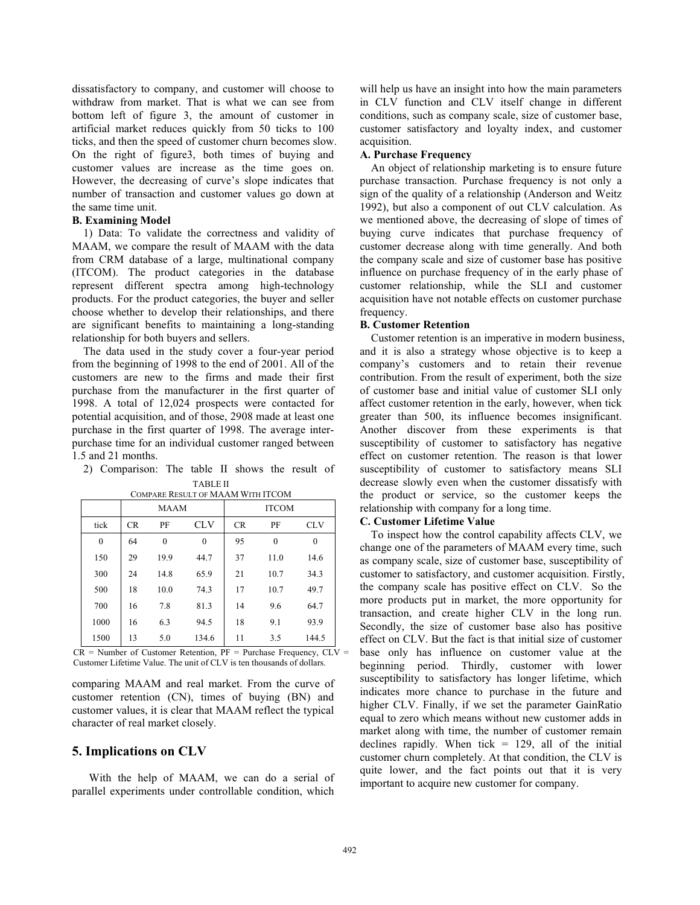dissatisfactory to company, and customer will choose to withdraw from market. That is what we can see from bottom left of figure 3, the amount of customer in artificial market reduces quickly from 50 ticks to 100 ticks, and then the speed of customer churn becomes slow. On the right of figure3, both times of buying and customer values are increase as the time goes on. However, the decreasing of curve's slope indicates that number of transaction and customer values go down at the same time unit.

### B. Examining Model

1) Data: To validate the correctness and validity of MAAM, we compare the result of MAAM with the data from CRM database of a large, multinational company (ITCOM). The product categories in the database represent different spectra among high-technology products. For the product categories, the buyer and seller choose whether to develop their relationships, and there are significant benefits to maintaining a long-standing relationship for both buyers and sellers.

The data used in the study cover a four-year period from the beginning of 1998 to the end of 2001. All of the customers are new to the firms and made their first purchase from the manufacturer in the first quarter of 1998. A total of 12,024 prospects were contacted for potential acquisition, and of those, 2908 made at least one purchase in the first quarter of 1998. The average inter-purchase time for an individual customer ranged between 1.5 and 21 months.

2) Comparison: The table II shows the result of comparing MAAM and real market. From the curve of customer retention (CN), times of buying (BN) and customer values, it is clear that MAAM reflect the typical character of real market closely.

TABLE II
COMPARE RESULT OF MAAM WITH ITCOM

| | MAAM | | | ITCOM | | |
|---|---|---|---|---|---|---|
| tick | CR | PF | CLV | CR | PF | CLV |
| 0 | 64 | 0 | 0 | 95 | 0 | 0 |
| 150 | 29 | 19.9 | 44.7 | 37 | 11.0 | 14.6 |
| 300 | 24 | 14.8 | 65.9 | 21 | 10.7 | 34.3 |
| 500 | 18 | 10.0 | 74.3 | 17 | 10.7 | 49.7 |
| 700 | 16 | 7.8 | 81.3 | 14 | 9.6 | 64.7 |
| 1000 | 16 | 6.3 | 94.5 | 18 | 9.1 | 93.9 |
| 1500 | 13 | 5.0 | 134.6 | 11 | 3.5 | 144.5 |

CR = Number of Customer Retention, PF = Purchase Frequency, CLV = Customer Lifetime Value. The unit of CLV is ten thousands of dollars.

## 5. Implications on CLV

With the help of MAAM, we can do a serial of parallel experiments under controllable condition, which will help us have an insight into how the main parameters in CLV function and CLV itself change in different conditions, such as company scale, size of customer base, customer satisfactory and loyalty index, and customer acquisition.

### A. Purchase Frequency

An object of relationship marketing is to ensure future purchase transaction. Purchase frequency is not only a sign of the quality of a relationship (Anderson and Weitz 1992), but also a component of out CLV calculation. As we mentioned above, the decreasing of slope of times of buying curve indicates that purchase frequency of customer decrease along with time generally. And both the company scale and size of customer base has positive influence on purchase frequency of in the early phase of customer relationship, while the SLI and customer acquisition have not notable effects on customer purchase frequency.

### B. Customer Retention

Customer retention is an imperative in modern business, and it is also a strategy whose objective is to keep a company's customers and to retain their revenue contribution. From the result of experiment, both the size of customer base and initial value of customer SLI only affect customer retention in the early, however, when tick greater than 500, its influence becomes insignificant. Another discover from these experiments is that susceptibility of customer to satisfactory has negative effect on customer retention. The reason is that lower susceptibility of customer to satisfactory means SLI decrease slowly even when the customer dissatisfy with the product or service, so the customer keeps the relationship with company for a long time.

### C. Customer Lifetime Value

To inspect how the control capability affects CLV, we change one of the parameters of MAAM every time, such as company scale, size of customer base, susceptibility of customer to satisfactory, and customer acquisition. Firstly, the company scale has positive effect on CLV. So the more products put in market, the more opportunity for transaction, and create higher CLV in the long run. Secondly, the size of customer base also has positive effect on CLV. But the fact is that initial size of customer base only has influence on customer value at the beginning period. Thirdly, customer with lower susceptibility to satisfactory has longer lifetime, which indicates more chance to purchase in the future and higher CLV. Finally, if we set the parameter GainRatio equal to zero which means without new customer adds in market along with time, the number of customer remain declines rapidly. When tick = 129, all of the initial customer churn completely. At that condition, the CLV is quite lower, and the fact points out that it is very important to acquire new customer for company.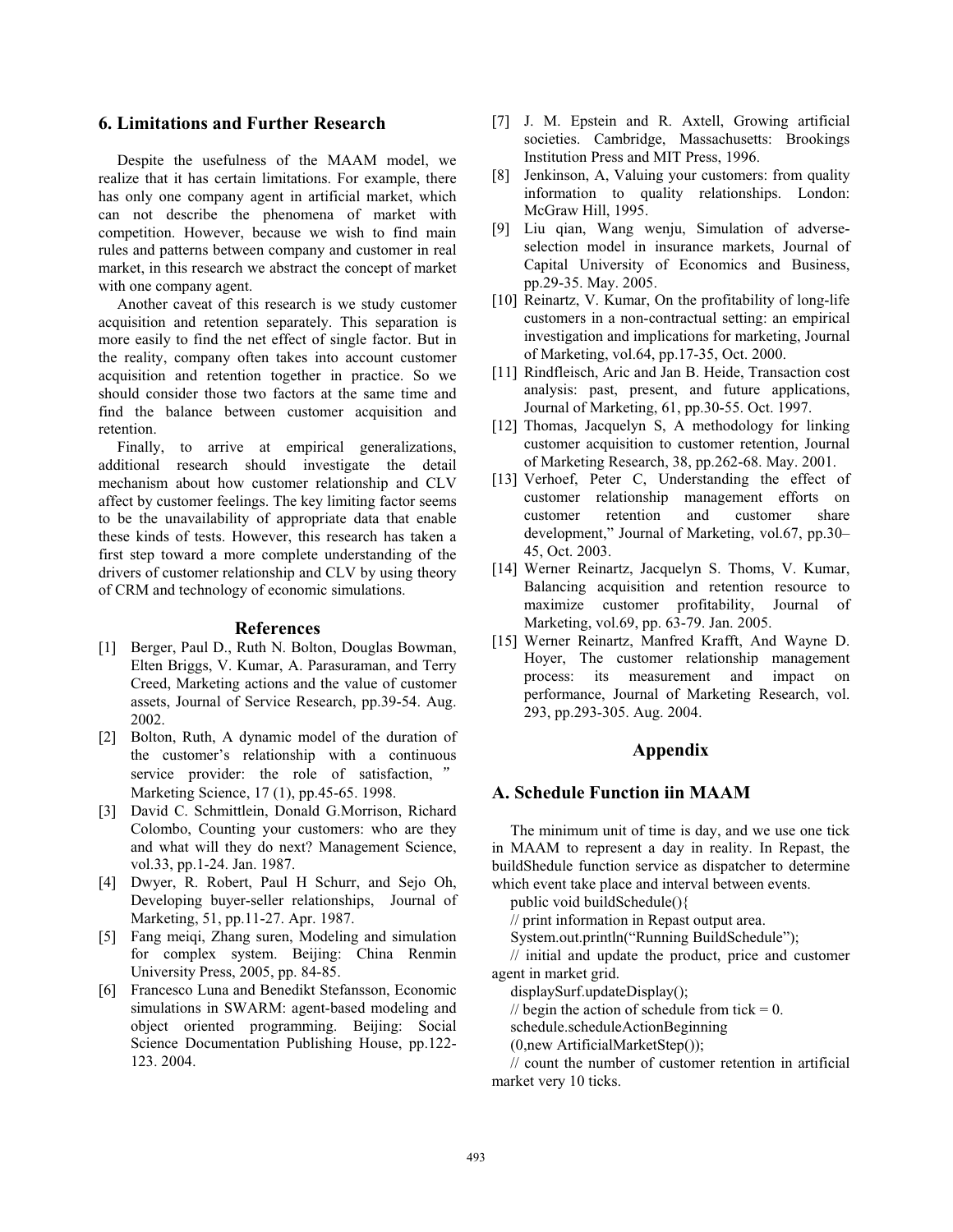## 6. Limitations and Further Research

Despite the usefulness of the MAAM model, we realize that it has certain limitations. For example, there has only one company agent in artificial market, which can not describe the phenomena of market with competition. However, because we wish to find main rules and patterns between company and customer in real market, in this research we abstract the concept of market with one company agent.

Another caveat of this research is we study customer acquisition and retention separately. This separation is more easily to find the net effect of single factor. But in the reality, company often takes into account customer acquisition and retention together in practice. So we should consider those two factors at the same time and find the balance between customer acquisition and retention.

Finally, to arrive at empirical generalizations, additional research should investigate the detail mechanism about how customer relationship and CLV affect by customer feelings. The key limiting factor seems to be the unavailability of appropriate data that enable these kinds of tests. However, this research has taken a first step toward a more complete understanding of the drivers of customer relationship and CLV by using theory of CRM and technology of economic simulations.

## References

[1] Berger, Paul D., Ruth N. Bolton, Douglas Bowman, Elten Briggs, V. Kumar, A. Parasuraman, and Terry Creed, Marketing actions and the value of customer assets, Journal of Service Research, pp.39-54. Aug. 2002.

[2] Bolton, Ruth, A dynamic model of the duration of the customer's relationship with a continuous service provider: the role of satisfaction, " Marketing Science, 17 (1), pp.45-65. 1998.

[3] David C. Schmittlein, Donald G.Morrison, Richard Colombo, Counting your customers: who are they and what will they do next? Management Science, vol.33, pp.1-24. Jan. 1987.

[4] Dwyer, R. Robert, Paul H Schurr, and Sejo Oh, Developing buyer-seller relationships, Journal of Marketing, 51, pp.11-27. Apr. 1987.

[5] Fang meiqi, Zhang suren, Modeling and simulation for complex system. Beijing: China Renmin University Press, 2005, pp. 84-85.

[6] Francesco Luna and Benedikt Stefansson, Economic simulations in SWARM: agent-based modeling and object oriented programming. Beijing: Social Science Documentation Publishing House, pp.122-123. 2004.

[7] J. M. Epstein and R. Axtell, Growing artificial societies. Cambridge, Massachusetts: Brookings Institution Press and MIT Press, 1996.

[8] Jenkinson, A, Valuing your customers: from quality information to quality relationships. London: McGraw Hill, 1995.

[9] Liu qian, Wang wenju, Simulation of adverse-selection model in insurance markets, Journal of Capital University of Economics and Business, pp.29-35. May. 2005.

[10] Reinartz, V. Kumar, On the profitability of long-life customers in a non-contractual setting: an empirical investigation and implications for marketing, Journal of Marketing, vol.64, pp.17-35, Oct. 2000.

[11] Rindfleisch, Aric and Jan B. Heide, Transaction cost analysis: past, present, and future applications, Journal of Marketing, 61, pp.30-55. Oct. 1997.

[12] Thomas, Jacquelyn S, A methodology for linking customer acquisition to customer retention, Journal of Marketing Research, 38, pp.262-68. May. 2001.

[13] Verhoef, Peter C, Understanding the effect of customer relationship management efforts on customer retention and customer share development," Journal of Marketing, vol.67, pp.30–45, Oct. 2003.

[14] Werner Reinartz, Jacquelyn S. Thoms, V. Kumar, Balancing acquisition and retention resource to maximize customer profitability, Journal of Marketing, vol.69, pp. 63-79. Jan. 2005.

[15] Werner Reinartz, Manfred Krafft, And Wayne D. Hoyer, The customer relationship management process: its measurement and impact on performance, Journal of Marketing Research, vol. 293, pp.293-305. Aug. 2004.

## Appendix

## A. Schedule Function iin MAAM

The minimum unit of time is day, and we use one tick in MAAM to represent a day in reality. In Repast, the buildShedule function service as dispatcher to determine which event take place and interval between events.

```
public void buildSchedule(){
// print information in Repast output area.
System.out.println("Running BuildSchedule");
// initial and update the product, price and customer agent in market grid.
displaySurf.updateDisplay();
// begin the action of schedule from tick = 0.
schedule.scheduleActionBeginning
(0,new ArtificialMarketStep());
// count the number of customer retention in artificial market very 10 ticks.
```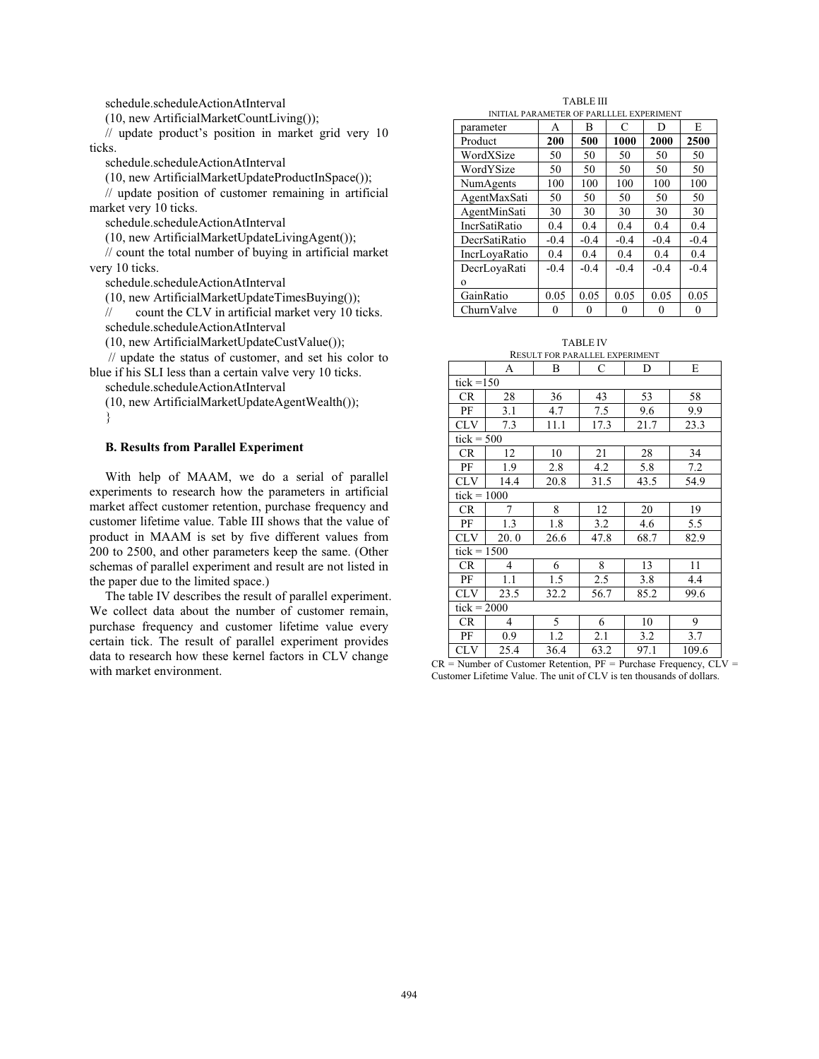```
schedule.scheduleActionAtInterval
(10, new ArtificialMarketCountLiving());
// update product's position in market grid very 10 ticks.
schedule.scheduleActionAtInterval
(10, new ArtificialMarketUpdateProductInSpace());
// update position of customer remaining in artificial market very 10 ticks.
schedule.scheduleActionAtInterval
(10, new ArtificialMarketUpdateLivingAgent());
// count the total number of buying in artificial market very 10 ticks.
schedule.scheduleActionAtInterval
(10, new ArtificialMarketUpdateTimesBuying());
//      count the CLV in artificial market very 10 ticks.
schedule.scheduleActionAtInterval
(10, new ArtificialMarketUpdateCustValue());
 // update the status of customer, and set his color to blue if his SLI less than a certain valve very 10 ticks.
schedule.scheduleActionAtInterval
(10, new ArtificialMarketUpdateAgentWealth());
}
```

### B. Results from Parallel Experiment

With help of MAAM, we do a serial of parallel experiments to research how the parameters in artificial market affect customer retention, purchase frequency and customer lifetime value. Table III shows that the value of product in MAAM is set by five different values from 200 to 2500, and other parameters keep the same. (Other schemas of parallel experiment and result are not listed in the paper due to the limited space.)

The table IV describes the result of parallel experiment. We collect data about the number of customer remain, purchase frequency and customer lifetime value every certain tick. The result of parallel experiment provides data to research how these kernel factors in CLV change with market environment.

TABLE III
INITIAL PARAMETER OF PARLLLEL EXPERIMENT

| parameter | A | B | C | D | E |
|---|---|---|---|---|---|
| Product | **200** | **500** | **1000** | **2000** | **2500** |
| WordXSize | 50 | 50 | 50 | 50 | 50 |
| WordYSize | 50 | 50 | 50 | 50 | 50 |
| NumAgents | 100 | 100 | 100 | 100 | 100 |
| AgentMaxSati | 50 | 50 | 50 | 50 | 50 |
| AgentMinSati | 30 | 30 | 30 | 30 | 30 |
| IncrSatiRatio | 0.4 | 0.4 | 0.4 | 0.4 | 0.4 |
| DecrSatiRatio | -0.4 | -0.4 | -0.4 | -0.4 | -0.4 |
| IncrLoyaRatio | 0.4 | 0.4 | 0.4 | 0.4 | 0.4 |
| DecrLoyaRatio | -0.4 | -0.4 | -0.4 | -0.4 | -0.4 |
| GainRatio | 0.05 | 0.05 | 0.05 | 0.05 | 0.05 |
| ChurnValve | 0 | 0 | 0 | 0 | 0 |

TABLE IV
RESULT FOR PARALLEL EXPERIMENT

| | A | B | C | D | E |
|---|---|---|---|---|---|
| tick =150 | | | | | |
| CR | 28 | 36 | 43 | 53 | 58 |
| PF | 3.1 | 4.7 | 7.5 | 9.6 | 9.9 |
| CLV | 7.3 | 11.1 | 17.3 | 21.7 | 23.3 |
| tick = 500 | | | | | |
| CR | 12 | 10 | 21 | 28 | 34 |
| PF | 1.9 | 2.8 | 4.2 | 5.8 | 7.2 |
| CLV | 14.4 | 20.8 | 31.5 | 43.5 | 54.9 |
| tick = 1000 | | | | | |
| CR | 7 | 8 | 12 | 20 | 19 |
| PF | 1.3 | 1.8 | 3.2 | 4.6 | 5.5 |
| CLV | 20. 0 | 26.6 | 47.8 | 68.7 | 82.9 |
| tick = 1500 | | | | | |
| CR | 4 | 6 | 8 | 13 | 11 |
| PF | 1.1 | 1.5 | 2.5 | 3.8 | 4.4 |
| CLV | 23.5 | 32.2 | 56.7 | 85.2 | 99.6 |
| tick = 2000 | | | | | |
| CR | 4 | 5 | 6 | 10 | 9 |
| PF | 0.9 | 1.2 | 2.1 | 3.2 | 3.7 |
| CLV | 25.4 | 36.4 | 63.2 | 97.1 | 109.6 |

CR = Number of Customer Retention, PF = Purchase Frequency, CLV = Customer Lifetime Value. The unit of CLV is ten thousands of dollars.